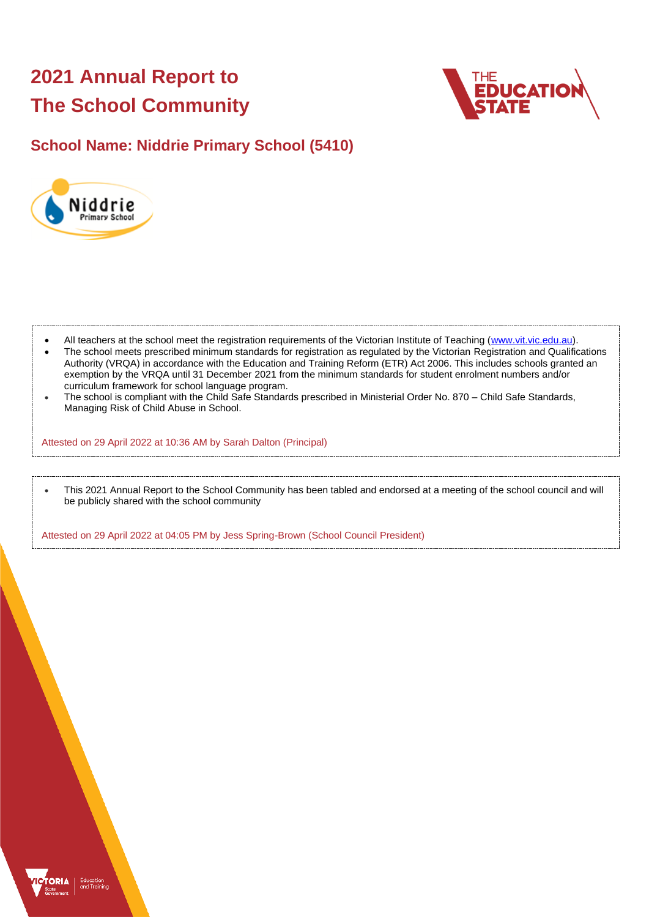# 2021 Annual Report to The School Community

## School Name: Niddrie Primary School (5410)

- All teachers at the school meet the registration requirements of the Victorian Institute of Teaching (www.vit.vic.edu.au).
- The school meets prescribed minimum standards for registration as regulated by the Victorian Registration and Qualifications Authority (VRQA) in accordance with the Education and Training Reform (ETR) Act 2006. This includes schools granted an exemption by the VRQA until 31 December 2021 from the minimum standards for student enrolment numbers and/or curriculum framework for school language program.
- The school is compliant with the Child Safe Standards prescribed in Ministerial Order No. 870 – Child Safe Standards, Managing Risk of Child Abuse in School.

Attested on 29 April 2022 at 10:36 AM by Sarah Dalton (Principal)

- This 2021 Annual Report to the School Community has been tabled and endorsed at a meeting of the school council and will be publicly shared with the school community

Attested on 29 April 2022 at 04:05 PM by Jess Spring-Brown (School Council President)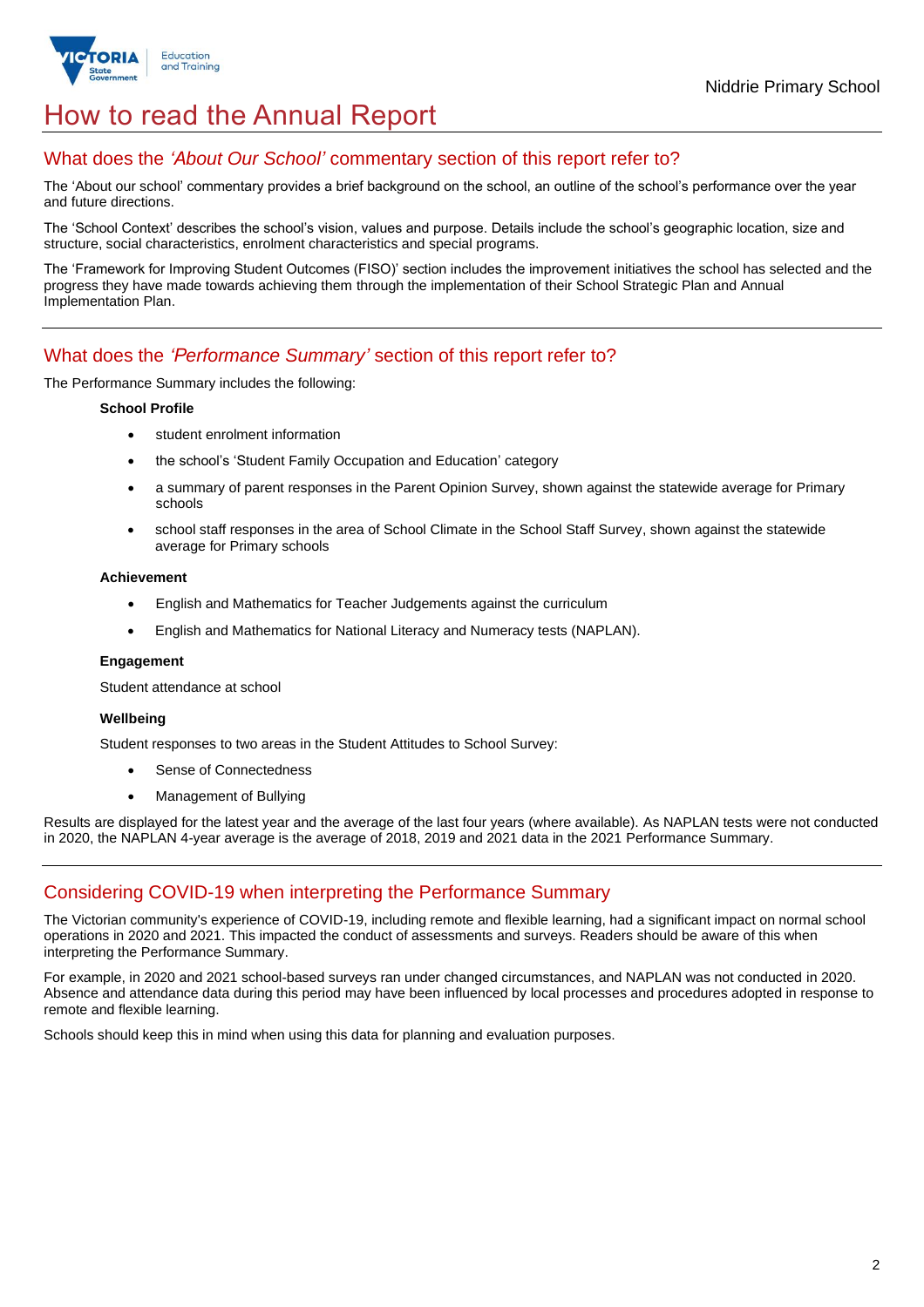# How to read the Annual Report

## What does the *'About Our School'* commentary section of this report refer to?

The 'About our school' commentary provides a brief background on the school, an outline of the school's performance over the year and future directions.

The 'School Context' describes the school's vision, values and purpose. Details include the school's geographic location, size and structure, social characteristics, enrolment characteristics and special programs.

The 'Framework for Improving Student Outcomes (FISO)' section includes the improvement initiatives the school has selected and the progress they have made towards achieving them through the implementation of their School Strategic Plan and Annual Implementation Plan.

## What does the *'Performance Summary'* section of this report refer to?

The Performance Summary includes the following:

**School Profile**

- student enrolment information
- the school's 'Student Family Occupation and Education' category
- a summary of parent responses in the Parent Opinion Survey, shown against the statewide average for Primary schools
- school staff responses in the area of School Climate in the School Staff Survey, shown against the statewide average for Primary schools

**Achievement**

- English and Mathematics for Teacher Judgements against the curriculum
- English and Mathematics for National Literacy and Numeracy tests (NAPLAN).

**Engagement**

Student attendance at school

**Wellbeing**

Student responses to two areas in the Student Attitudes to School Survey:

- Sense of Connectedness
- Management of Bullying

Results are displayed for the latest year and the average of the last four years (where available). As NAPLAN tests were not conducted in 2020, the NAPLAN 4-year average is the average of 2018, 2019 and 2021 data in the 2021 Performance Summary.

## Considering COVID-19 when interpreting the Performance Summary

The Victorian community's experience of COVID-19, including remote and flexible learning, had a significant impact on normal school operations in 2020 and 2021. This impacted the conduct of assessments and surveys. Readers should be aware of this when interpreting the Performance Summary.

For example, in 2020 and 2021 school-based surveys ran under changed circumstances, and NAPLAN was not conducted in 2020. Absence and attendance data during this period may have been influenced by local processes and procedures adopted in response to remote and flexible learning.

Schools should keep this in mind when using this data for planning and evaluation purposes.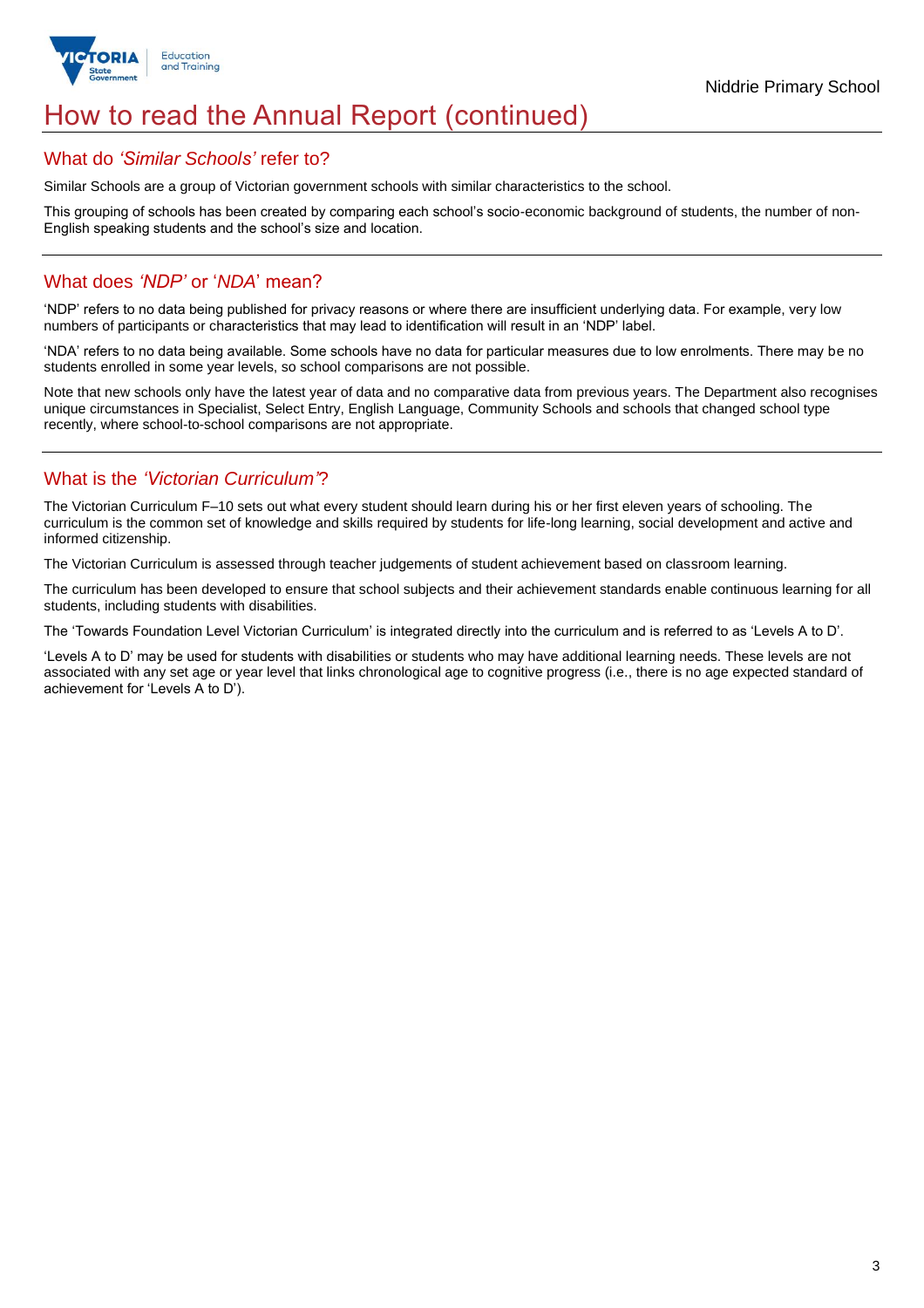# How to read the Annual Report (continued)

## What do *'Similar Schools'* refer to?

Similar Schools are a group of Victorian government schools with similar characteristics to the school.

This grouping of schools has been created by comparing each school's socio-economic background of students, the number of non-English speaking students and the school's size and location.

## What does *'NDP'* or '*NDA*' mean?

'NDP' refers to no data being published for privacy reasons or where there are insufficient underlying data. For example, very low numbers of participants or characteristics that may lead to identification will result in an 'NDP' label.

'NDA' refers to no data being available. Some schools have no data for particular measures due to low enrolments. There may be no students enrolled in some year levels, so school comparisons are not possible.

Note that new schools only have the latest year of data and no comparative data from previous years. The Department also recognises unique circumstances in Specialist, Select Entry, English Language, Community Schools and schools that changed school type recently, where school-to-school comparisons are not appropriate.

## What is the *'Victorian Curriculum'*?

The Victorian Curriculum F–10 sets out what every student should learn during his or her first eleven years of schooling. The curriculum is the common set of knowledge and skills required by students for life-long learning, social development and active and informed citizenship.

The Victorian Curriculum is assessed through teacher judgements of student achievement based on classroom learning.

The curriculum has been developed to ensure that school subjects and their achievement standards enable continuous learning for all students, including students with disabilities.

The 'Towards Foundation Level Victorian Curriculum' is integrated directly into the curriculum and is referred to as 'Levels A to D'.

'Levels A to D' may be used for students with disabilities or students who may have additional learning needs. These levels are not associated with any set age or year level that links chronological age to cognitive progress (i.e., there is no age expected standard of achievement for 'Levels A to D').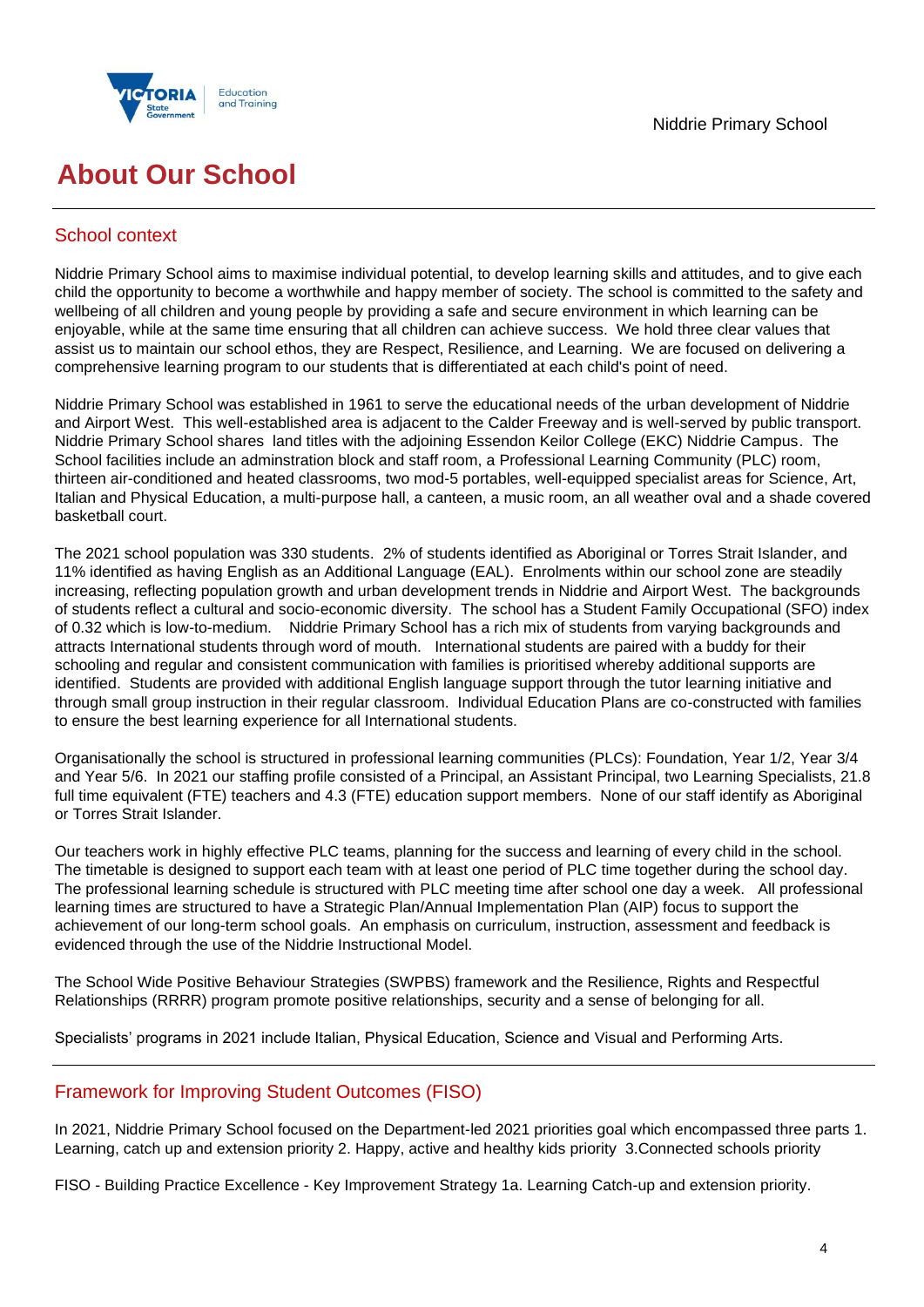# About Our School

## School context

Niddrie Primary School aims to maximise individual potential, to develop learning skills and attitudes, and to give each child the opportunity to become a worthwhile and happy member of society. The school is committed to the safety and wellbeing of all children and young people by providing a safe and secure environment in which learning can be enjoyable, while at the same time ensuring that all children can achieve success. We hold three clear values that assist us to maintain our school ethos, they are Respect, Resilience, and Learning. We are focused on delivering a comprehensive learning program to our students that is differentiated at each child's point of need.

Niddrie Primary School was established in 1961 to serve the educational needs of the urban development of Niddrie and Airport West. This well-established area is adjacent to the Calder Freeway and is well-served by public transport. Niddrie Primary School shares land titles with the adjoining Essendon Keilor College (EKC) Niddrie Campus. The School facilities include an adminstration block and staff room, a Professional Learning Community (PLC) room, thirteen air-conditioned and heated classrooms, two mod-5 portables, well-equipped specialist areas for Science, Art, Italian and Physical Education, a multi-purpose hall, a canteen, a music room, an all weather oval and a shade covered basketball court.

The 2021 school population was 330 students. 2% of students identified as Aboriginal or Torres Strait Islander, and 11% identified as having English as an Additional Language (EAL). Enrolments within our school zone are steadily increasing, reflecting population growth and urban development trends in Niddrie and Airport West. The backgrounds of students reflect a cultural and socio-economic diversity. The school has a Student Family Occupational (SFO) index of 0.32 which is low-to-medium. Niddrie Primary School has a rich mix of students from varying backgrounds and attracts International students through word of mouth. International students are paired with a buddy for their schooling and regular and consistent communication with families is prioritised whereby additional supports are identified. Students are provided with additional English language support through the tutor learning initiative and through small group instruction in their regular classroom. Individual Education Plans are co-constructed with families to ensure the best learning experience for all International students.

Organisationally the school is structured in professional learning communities (PLCs): Foundation, Year 1/2, Year 3/4 and Year 5/6. In 2021 our staffing profile consisted of a Principal, an Assistant Principal, two Learning Specialists, 21.8 full time equivalent (FTE) teachers and 4.3 (FTE) education support members. None of our staff identify as Aboriginal or Torres Strait Islander.

Our teachers work in highly effective PLC teams, planning for the success and learning of every child in the school. The timetable is designed to support each team with at least one period of PLC time together during the school day. The professional learning schedule is structured with PLC meeting time after school one day a week. All professional learning times are structured to have a Strategic Plan/Annual Implementation Plan (AIP) focus to support the achievement of our long-term school goals. An emphasis on curriculum, instruction, assessment and feedback is evidenced through the use of the Niddrie Instructional Model.

The School Wide Positive Behaviour Strategies (SWPBS) framework and the Resilience, Rights and Respectful Relationships (RRRR) program promote positive relationships, security and a sense of belonging for all.

Specialists' programs in 2021 include Italian, Physical Education, Science and Visual and Performing Arts.

## Framework for Improving Student Outcomes (FISO)

In 2021, Niddrie Primary School focused on the Department-led 2021 priorities goal which encompassed three parts 1. Learning, catch up and extension priority 2. Happy, active and healthy kids priority 3.Connected schools priority

FISO - Building Practice Excellence - Key Improvement Strategy 1a. Learning Catch-up and extension priority.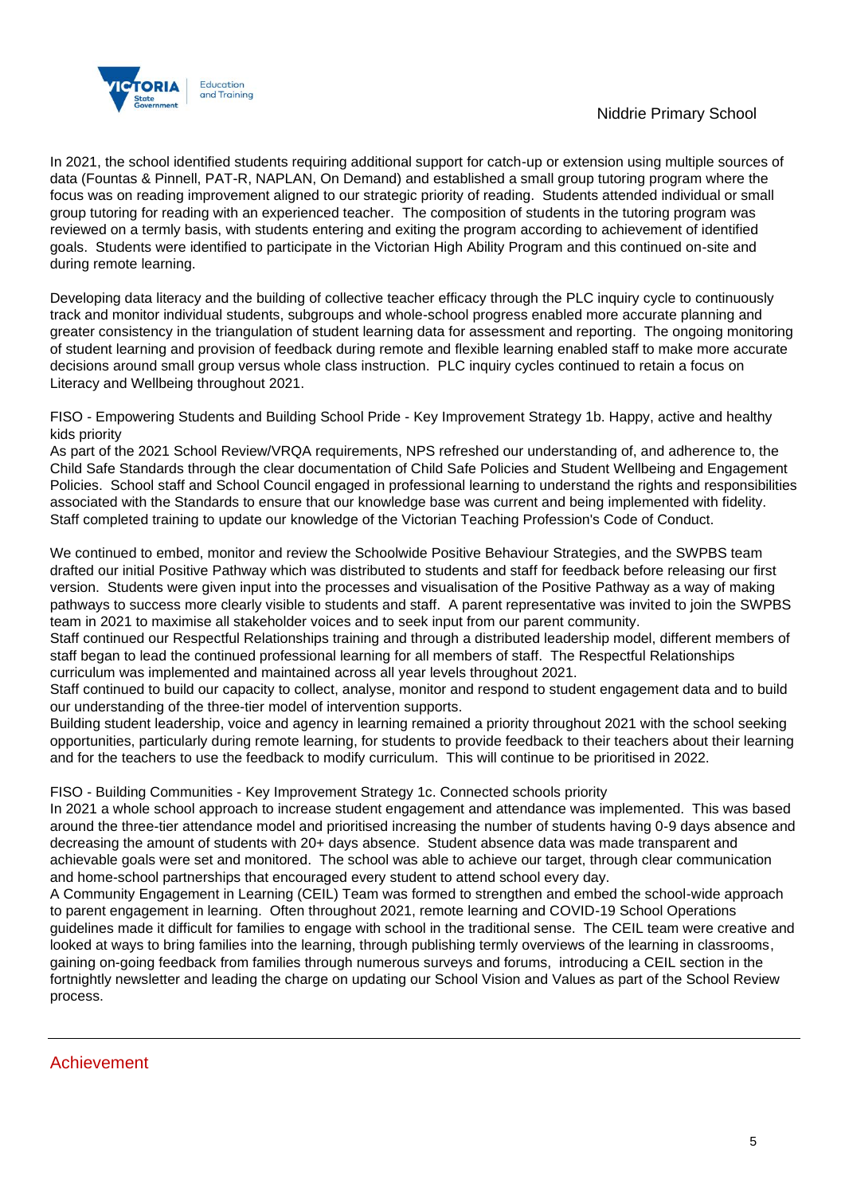In 2021, the school identified students requiring additional support for catch-up or extension using multiple sources of data (Fountas & Pinnell, PAT-R, NAPLAN, On Demand) and established a small group tutoring program where the focus was on reading improvement aligned to our strategic priority of reading. Students attended individual or small group tutoring for reading with an experienced teacher. The composition of students in the tutoring program was reviewed on a termly basis, with students entering and exiting the program according to achievement of identified goals. Students were identified to participate in the Victorian High Ability Program and this continued on-site and during remote learning.

Developing data literacy and the building of collective teacher efficacy through the PLC inquiry cycle to continuously track and monitor individual students, subgroups and whole-school progress enabled more accurate planning and greater consistency in the triangulation of student learning data for assessment and reporting. The ongoing monitoring of student learning and provision of feedback during remote and flexible learning enabled staff to make more accurate decisions around small group versus whole class instruction. PLC inquiry cycles continued to retain a focus on Literacy and Wellbeing throughout 2021.

FISO - Empowering Students and Building School Pride - Key Improvement Strategy 1b. Happy, active and healthy kids priority
As part of the 2021 School Review/VRQA requirements, NPS refreshed our understanding of, and adherence to, the Child Safe Standards through the clear documentation of Child Safe Policies and Student Wellbeing and Engagement Policies. School staff and School Council engaged in professional learning to understand the rights and responsibilities associated with the Standards to ensure that our knowledge base was current and being implemented with fidelity. Staff completed training to update our knowledge of the Victorian Teaching Profession's Code of Conduct.

We continued to embed, monitor and review the Schoolwide Positive Behaviour Strategies, and the SWPBS team drafted our initial Positive Pathway which was distributed to students and staff for feedback before releasing our first version. Students were given input into the processes and visualisation of the Positive Pathway as a way of making pathways to success more clearly visible to students and staff. A parent representative was invited to join the SWPBS team in 2021 to maximise all stakeholder voices and to seek input from our parent community.
Staff continued our Respectful Relationships training and through a distributed leadership model, different members of staff began to lead the continued professional learning for all members of staff. The Respectful Relationships curriculum was implemented and maintained across all year levels throughout 2021.
Staff continued to build our capacity to collect, analyse, monitor and respond to student engagement data and to build our understanding of the three-tier model of intervention supports.
Building student leadership, voice and agency in learning remained a priority throughout 2021 with the school seeking opportunities, particularly during remote learning, for students to provide feedback to their teachers about their learning and for the teachers to use the feedback to modify curriculum. This will continue to be prioritised in 2022.

FISO - Building Communities - Key Improvement Strategy 1c. Connected schools priority
In 2021 a whole school approach to increase student engagement and attendance was implemented. This was based around the three-tier attendance model and prioritised increasing the number of students having 0-9 days absence and decreasing the amount of students with 20+ days absence. Student absence data was made transparent and achievable goals were set and monitored. The school was able to achieve our target, through clear communication and home-school partnerships that encouraged every student to attend school every day.
A Community Engagement in Learning (CEIL) Team was formed to strengthen and embed the school-wide approach to parent engagement in learning. Often throughout 2021, remote learning and COVID-19 School Operations guidelines made it difficult for families to engage with school in the traditional sense. The CEIL team were creative and looked at ways to bring families into the learning, through publishing termly overviews of the learning in classrooms, gaining on-going feedback from families through numerous surveys and forums, introducing a CEIL section in the fortnightly newsletter and leading the charge on updating our School Vision and Values as part of the School Review process.

## Achievement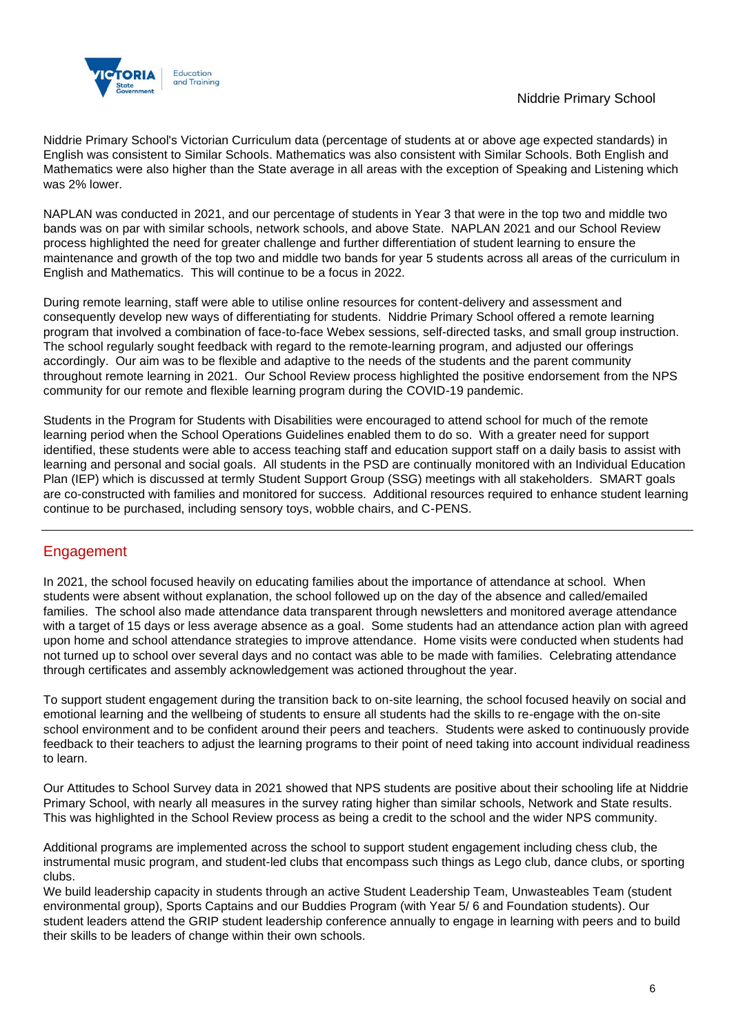Niddrie Primary School's Victorian Curriculum data (percentage of students at or above age expected standards) in English was consistent to Similar Schools. Mathematics was also consistent with Similar Schools. Both English and Mathematics were also higher than the State average in all areas with the exception of Speaking and Listening which was 2% lower.

NAPLAN was conducted in 2021, and our percentage of students in Year 3 that were in the top two and middle two bands was on par with similar schools, network schools, and above State. NAPLAN 2021 and our School Review process highlighted the need for greater challenge and further differentiation of student learning to ensure the maintenance and growth of the top two and middle two bands for year 5 students across all areas of the curriculum in English and Mathematics. This will continue to be a focus in 2022.

During remote learning, staff were able to utilise online resources for content-delivery and assessment and consequently develop new ways of differentiating for students. Niddrie Primary School offered a remote learning program that involved a combination of face-to-face Webex sessions, self-directed tasks, and small group instruction. The school regularly sought feedback with regard to the remote-learning program, and adjusted our offerings accordingly. Our aim was to be flexible and adaptive to the needs of the students and the parent community throughout remote learning in 2021. Our School Review process highlighted the positive endorsement from the NPS community for our remote and flexible learning program during the COVID-19 pandemic.

Students in the Program for Students with Disabilities were encouraged to attend school for much of the remote learning period when the School Operations Guidelines enabled them to do so. With a greater need for support identified, these students were able to access teaching staff and education support staff on a daily basis to assist with learning and personal and social goals. All students in the PSD are continually monitored with an Individual Education Plan (IEP) which is discussed at termly Student Support Group (SSG) meetings with all stakeholders. SMART goals are co-constructed with families and monitored for success. Additional resources required to enhance student learning continue to be purchased, including sensory toys, wobble chairs, and C-PENS.

## Engagement

In 2021, the school focused heavily on educating families about the importance of attendance at school. When students were absent without explanation, the school followed up on the day of the absence and called/emailed families. The school also made attendance data transparent through newsletters and monitored average attendance with a target of 15 days or less average absence as a goal. Some students had an attendance action plan with agreed upon home and school attendance strategies to improve attendance. Home visits were conducted when students had not turned up to school over several days and no contact was able to be made with families. Celebrating attendance through certificates and assembly acknowledgement was actioned throughout the year.

To support student engagement during the transition back to on-site learning, the school focused heavily on social and emotional learning and the wellbeing of students to ensure all students had the skills to re-engage with the on-site school environment and to be confident around their peers and teachers. Students were asked to continuously provide feedback to their teachers to adjust the learning programs to their point of need taking into account individual readiness to learn.

Our Attitudes to School Survey data in 2021 showed that NPS students are positive about their schooling life at Niddrie Primary School, with nearly all measures in the survey rating higher than similar schools, Network and State results. This was highlighted in the School Review process as being a credit to the school and the wider NPS community.

Additional programs are implemented across the school to support student engagement including chess club, the instrumental music program, and student-led clubs that encompass such things as Lego club, dance clubs, or sporting clubs.

We build leadership capacity in students through an active Student Leadership Team, Unwasteables Team (student environmental group), Sports Captains and our Buddies Program (with Year 5/ 6 and Foundation students). Our student leaders attend the GRIP student leadership conference annually to engage in learning with peers and to build their skills to be leaders of change within their own schools.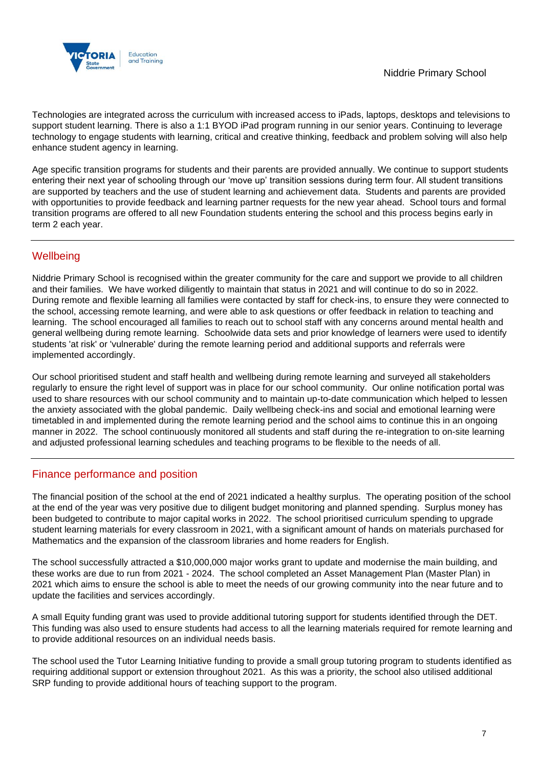Technologies are integrated across the curriculum with increased access to iPads, laptops, desktops and televisions to support student learning. There is also a 1:1 BYOD iPad program running in our senior years. Continuing to leverage technology to engage students with learning, critical and creative thinking, feedback and problem solving will also help enhance student agency in learning.

Age specific transition programs for students and their parents are provided annually. We continue to support students entering their next year of schooling through our 'move up' transition sessions during term four. All student transitions are supported by teachers and the use of student learning and achievement data. Students and parents are provided with opportunities to provide feedback and learning partner requests for the new year ahead. School tours and formal transition programs are offered to all new Foundation students entering the school and this process begins early in term 2 each year.

## Wellbeing

Niddrie Primary School is recognised within the greater community for the care and support we provide to all children and their families. We have worked diligently to maintain that status in 2021 and will continue to do so in 2022. During remote and flexible learning all families were contacted by staff for check-ins, to ensure they were connected to the school, accessing remote learning, and were able to ask questions or offer feedback in relation to teaching and learning. The school encouraged all families to reach out to school staff with any concerns around mental health and general wellbeing during remote learning. Schoolwide data sets and prior knowledge of learners were used to identify students 'at risk' or 'vulnerable' during the remote learning period and additional supports and referrals were implemented accordingly.

Our school prioritised student and staff health and wellbeing during remote learning and surveyed all stakeholders regularly to ensure the right level of support was in place for our school community. Our online notification portal was used to share resources with our school community and to maintain up-to-date communication which helped to lessen the anxiety associated with the global pandemic. Daily wellbeing check-ins and social and emotional learning were timetabled in and implemented during the remote learning period and the school aims to continue this in an ongoing manner in 2022. The school continuously monitored all students and staff during the re-integration to on-site learning and adjusted professional learning schedules and teaching programs to be flexible to the needs of all.

## Finance performance and position

The financial position of the school at the end of 2021 indicated a healthy surplus. The operating position of the school at the end of the year was very positive due to diligent budget monitoring and planned spending. Surplus money has been budgeted to contribute to major capital works in 2022. The school prioritised curriculum spending to upgrade student learning materials for every classroom in 2021, with a significant amount of hands on materials purchased for Mathematics and the expansion of the classroom libraries and home readers for English.

The school successfully attracted a $10,000,000 major works grant to update and modernise the main building, and these works are due to run from 2021 - 2024. The school completed an Asset Management Plan (Master Plan) in 2021 which aims to ensure the school is able to meet the needs of our growing community into the near future and to update the facilities and services accordingly.

A small Equity funding grant was used to provide additional tutoring support for students identified through the DET. This funding was also used to ensure students had access to all the learning materials required for remote learning and to provide additional resources on an individual needs basis.

The school used the Tutor Learning Initiative funding to provide a small group tutoring program to students identified as requiring additional support or extension throughout 2021. As this was a priority, the school also utilised additional SRP funding to provide additional hours of teaching support to the program.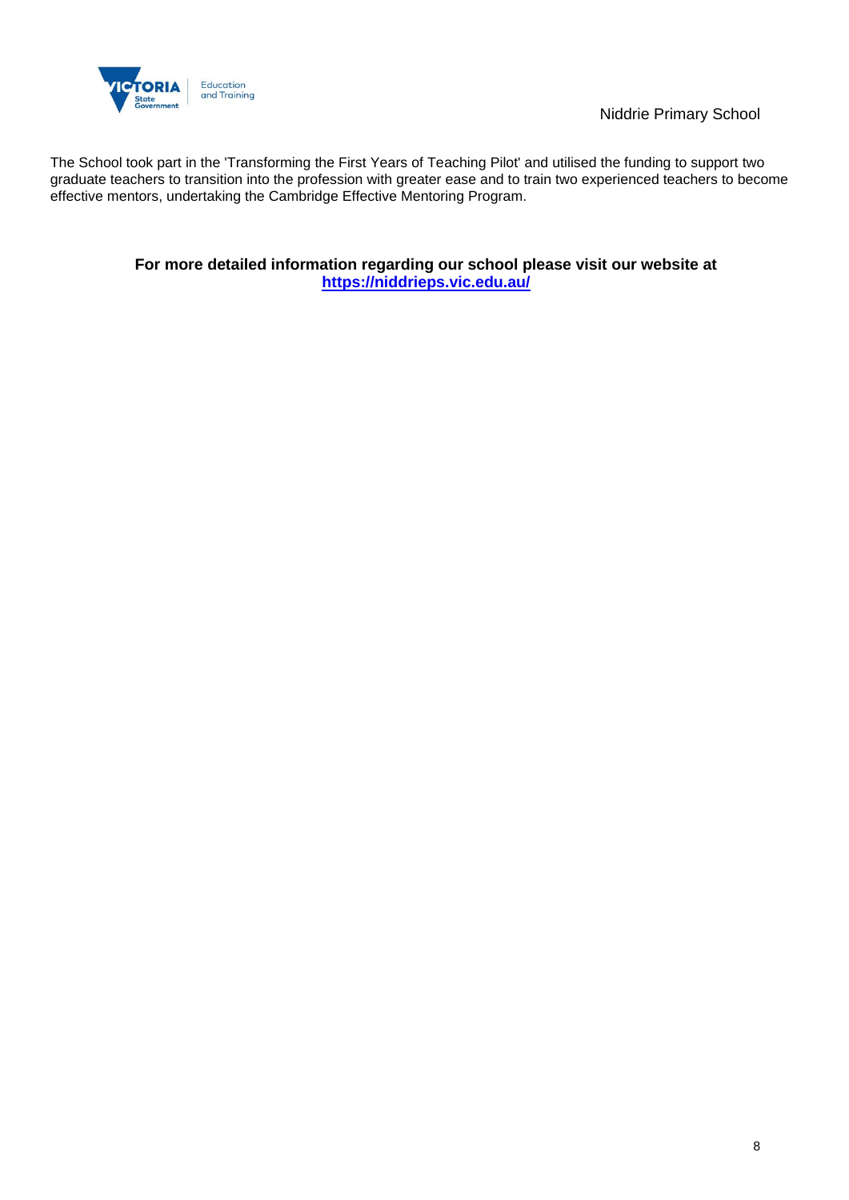The School took part in the 'Transforming the First Years of Teaching Pilot' and utilised the funding to support two graduate teachers to transition into the profession with greater ease and to train two experienced teachers to become effective mentors, undertaking the Cambridge Effective Mentoring Program.

**For more detailed information regarding our school please visit our website at [https://niddrieps.vic.edu.au/](https://niddrieps.vic.edu.au/)**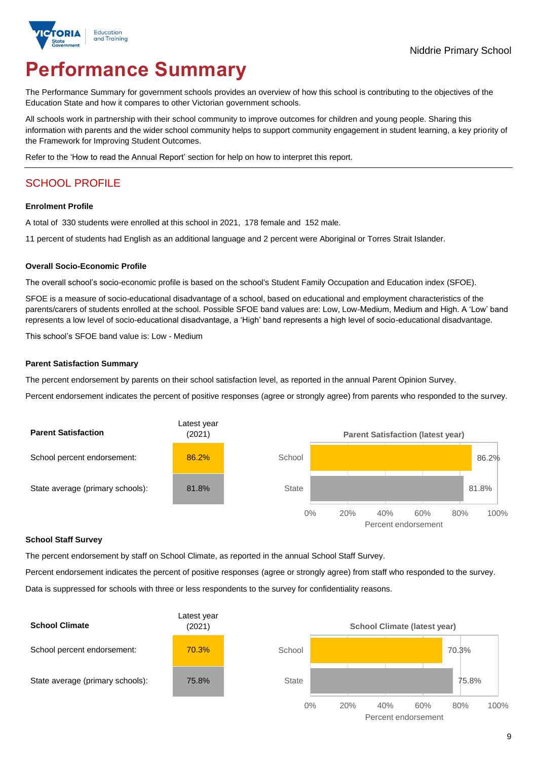Niddrie Primary School

# Performance Summary

The Performance Summary for government schools provides an overview of how this school is contributing to the objectives of the Education State and how it compares to other Victorian government schools.

All schools work in partnership with their school community to improve outcomes for children and young people. Sharing this information with parents and the wider school community helps to support community engagement in student learning, a key priority of the Framework for Improving Student Outcomes.

Refer to the 'How to read the Annual Report' section for help on how to interpret this report.

## SCHOOL PROFILE

### Enrolment Profile

A total of 330 students were enrolled at this school in 2021, 178 female and 152 male.

11 percent of students had English as an additional language and 2 percent were Aboriginal or Torres Strait Islander.

### Overall Socio-Economic Profile

The overall school's socio-economic profile is based on the school's Student Family Occupation and Education index (SFOE).

SFOE is a measure of socio-educational disadvantage of a school, based on educational and employment characteristics of the parents/carers of students enrolled at the school. Possible SFOE band values are: Low, Low-Medium, Medium and High. A 'Low' band represents a low level of socio-educational disadvantage, a 'High' band represents a high level of socio-educational disadvantage.

This school's SFOE band value is: Low - Medium

### Parent Satisfaction Summary

The percent endorsement by parents on their school satisfaction level, as reported in the annual Parent Opinion Survey.

Percent endorsement indicates the percent of positive responses (agree or strongly agree) from parents who responded to the survey.

| Parent Satisfaction | Latest year (2021) |
|---|---|
| School percent endorsement: | 86.2% |
| State average (primary schools): | 81.8% |

### School Staff Survey

The percent endorsement by staff on School Climate, as reported in the annual School Staff Survey.

Percent endorsement indicates the percent of positive responses (agree or strongly agree) from staff who responded to the survey.

Data is suppressed for schools with three or less respondents to the survey for confidentiality reasons.

| School Climate | Latest year (2021) |
|---|---|
| School percent endorsement: | 70.3% |
| State average (primary schools): | 75.8% |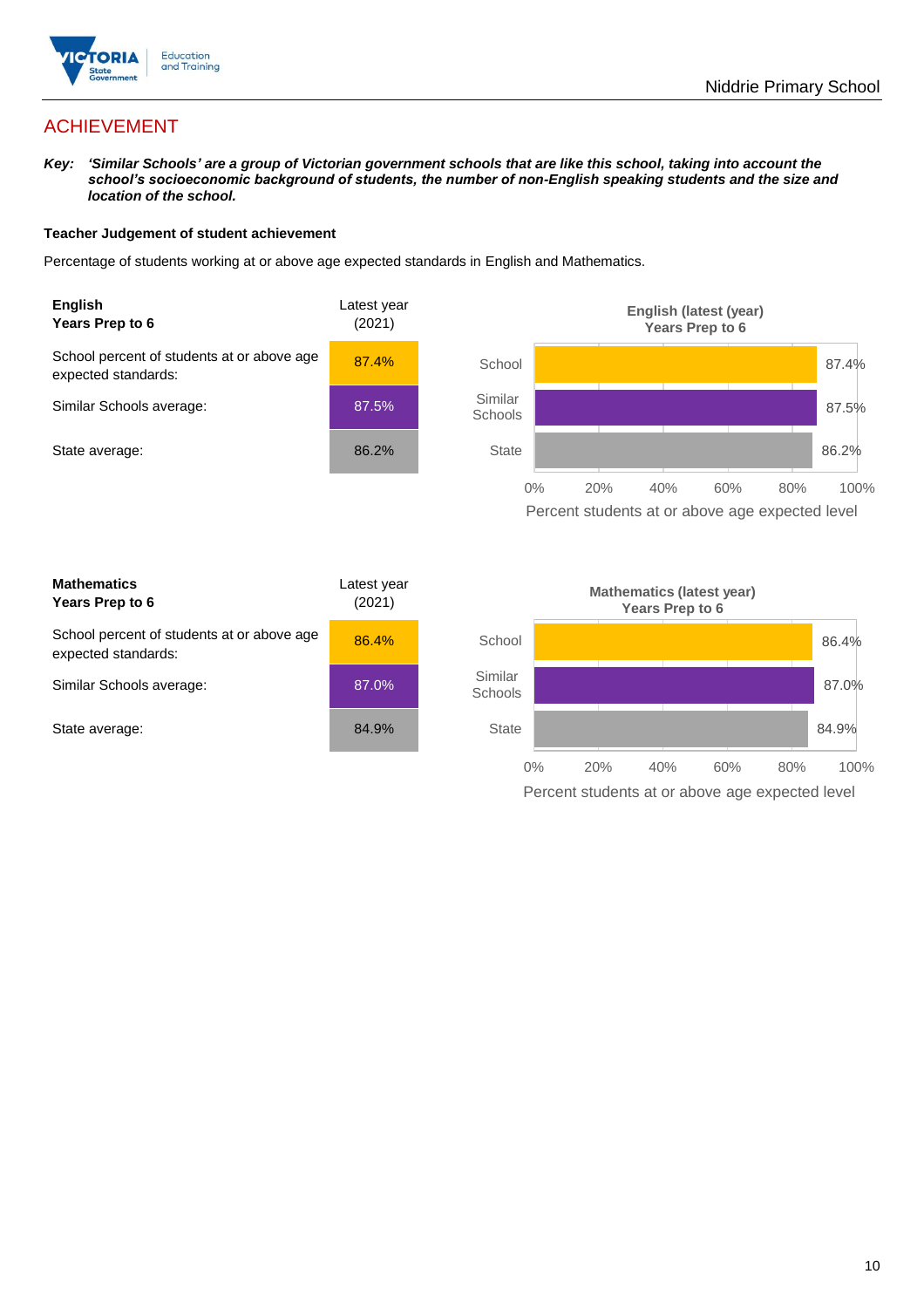# ACHIEVEMENT

***Key:*** ***'Similar Schools' are a group of Victorian government schools that are like this school, taking into account the school's socioeconomic background of students, the number of non-English speaking students and the size and location of the school.***

**Teacher Judgement of student achievement**

Percentage of students working at or above age expected standards in English and Mathematics.

| **English**<br>**Years Prep to 6** | Latest year (2021) |
|---|---|
| School percent of students at or above age expected standards: | 87.4% |
| Similar Schools average: | 87.5% |
| State average: | 86.2% |

**English (latest (year) Years Prep to 6**

| | Percent students at or above age expected level |
|---|---|
| School | 87.4% |
| Similar Schools | 87.5% |
| State | 86.2% |

| **Mathematics**<br>**Years Prep to 6** | Latest year (2021) |
|---|---|
| School percent of students at or above age expected standards: | 86.4% |
| Similar Schools average: | 87.0% |
| State average: | 84.9% |

**Mathematics (latest year) Years Prep to 6**

| | Percent students at or above age expected level |
|---|---|
| School | 86.4% |
| Similar Schools | 87.0% |
| State | 84.9% |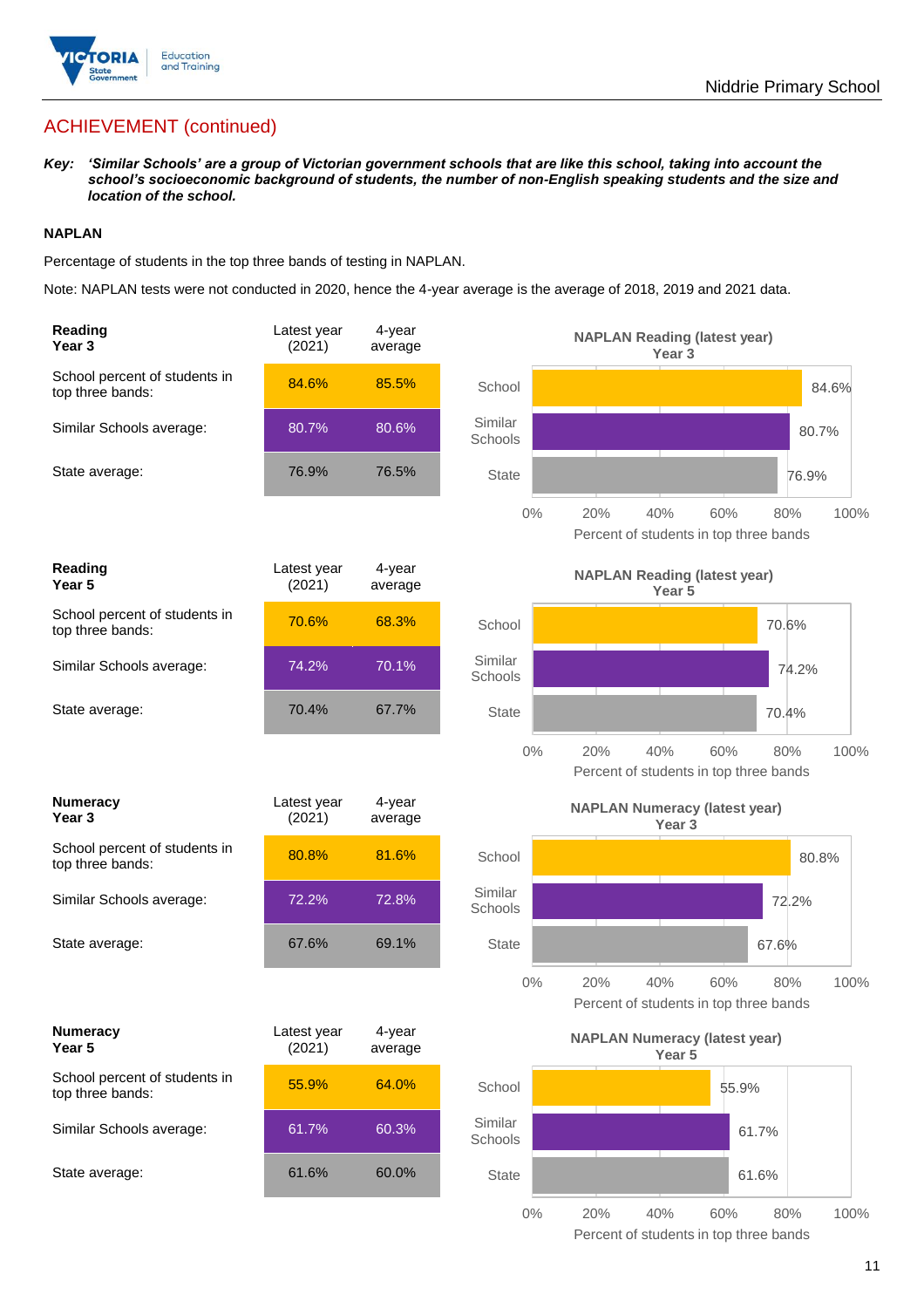## ACHIEVEMENT (continued)

***Key:*** ***'Similar Schools' are a group of Victorian government schools that are like this school, taking into account the school's socioeconomic background of students, the number of non-English speaking students and the size and location of the school.***

### NAPLAN

Percentage of students in the top three bands of testing in NAPLAN.

Note: NAPLAN tests were not conducted in 2020, hence the 4-year average is the average of 2018, 2019 and 2021 data.

| **Reading Year 3** | Latest year (2021) | 4-year average |
|---|---|---|
| School percent of students in top three bands: | 84.6% | 85.5% |
| Similar Schools average: | 80.7% | 80.6% |
| State average: | 76.9% | 76.5% |

**NAPLAN Reading (latest year) Year 3**

| | Percent of students in top three bands |
|---|---|
| School | 84.6% |
| Similar Schools | 80.7% |
| State | 76.9% |

| **Reading Year 5** | Latest year (2021) | 4-year average |
|---|---|---|
| School percent of students in top three bands: | 70.6% | 68.3% |
| Similar Schools average: | 74.2% | 70.1% |
| State average: | 70.4% | 67.7% |

**NAPLAN Reading (latest year) Year 5**

| | Percent of students in top three bands |
|---|---|
| School | 70.6% |
| Similar Schools | 74.2% |
| State | 70.4% |

| **Numeracy Year 3** | Latest year (2021) | 4-year average |
|---|---|---|
| School percent of students in top three bands: | 80.8% | 81.6% |
| Similar Schools average: | 72.2% | 72.8% |
| State average: | 67.6% | 69.1% |

**NAPLAN Numeracy (latest year) Year 3**

| | Percent of students in top three bands |
|---|---|
| School | 80.8% |
| Similar Schools | 72.2% |
| State | 67.6% |

| **Numeracy Year 5** | Latest year (2021) | 4-year average |
|---|---|---|
| School percent of students in top three bands: | 55.9% | 64.0% |
| Similar Schools average: | 61.7% | 60.3% |
| State average: | 61.6% | 60.0% |

**NAPLAN Numeracy (latest year) Year 5**

| | Percent of students in top three bands |
|---|---|
| School | 55.9% |
| Similar Schools | 61.7% |
| State | 61.6% |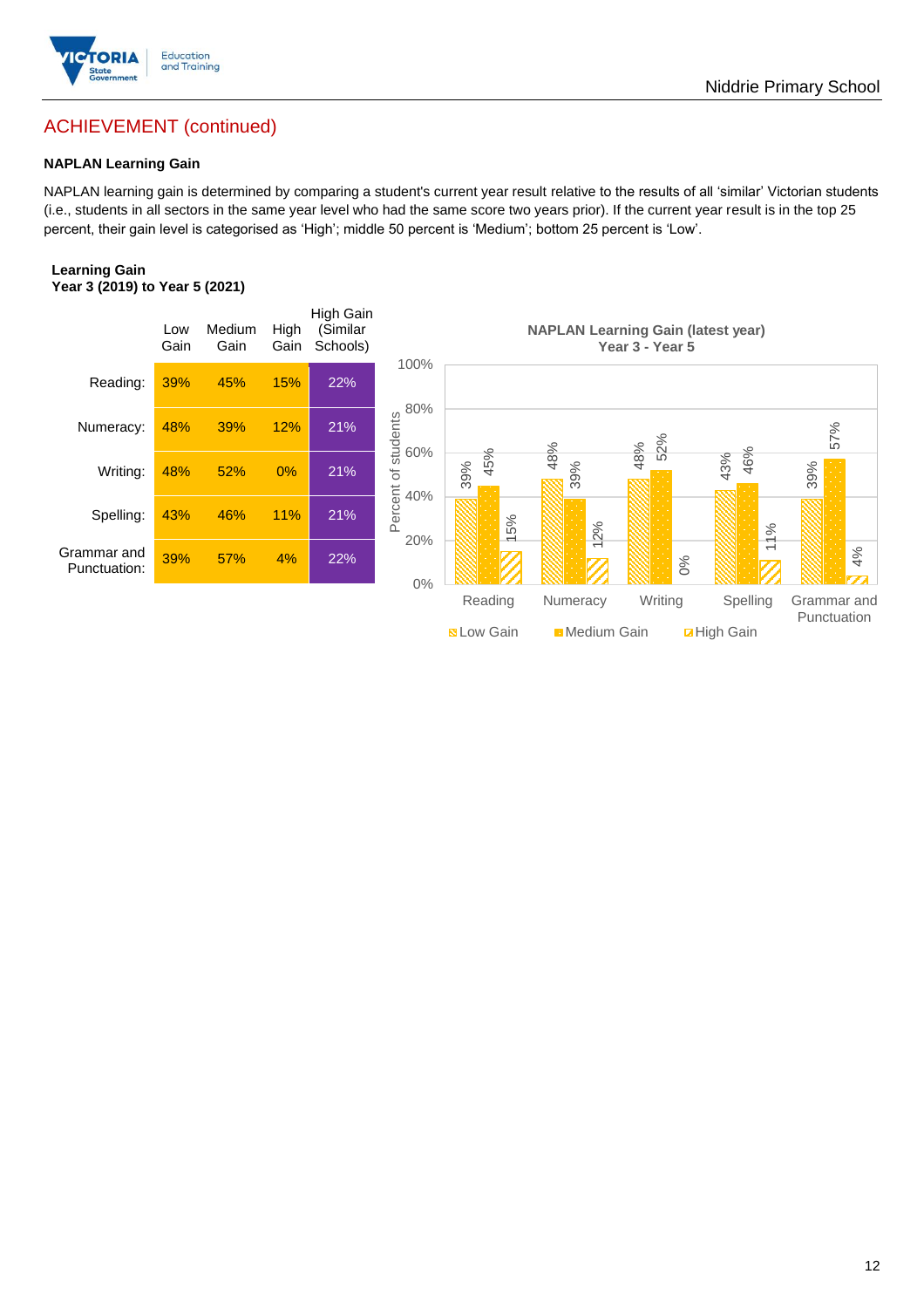## ACHIEVEMENT (continued)

**NAPLAN Learning Gain**

NAPLAN learning gain is determined by comparing a student's current year result relative to the results of all 'similar' Victorian students (i.e., students in all sectors in the same year level who had the same score two years prior). If the current year result is in the top 25 percent, their gain level is categorised as 'High'; middle 50 percent is 'Medium'; bottom 25 percent is 'Low'.

**Learning Gain**
**Year 3 (2019) to Year 5 (2021)**

| | Low Gain | Medium Gain | High Gain | High Gain (Similar Schools) |
|---|---|---|---|---|
| Reading: | 39% | 45% | 15% | 22% |
| Numeracy: | 48% | 39% | 12% | 21% |
| Writing: | 48% | 52% | 0% | 21% |
| Spelling: | 43% | 46% | 11% | 21% |
| Grammar and Punctuation: | 39% | 57% | 4% | 22% |

**NAPLAN Learning Gain (latest year)**
**Year 3 - Year 5**

| | Low Gain | Medium Gain | High Gain |
|---|---|---|---|
| Reading | 39% | 45% | 15% |
| Numeracy | 48% | 39% | 12% |
| Writing | 48% | 52% | 0% |
| Spelling | 43% | 46% | 11% |
| Grammar and Punctuation | 39% | 57% | 4% |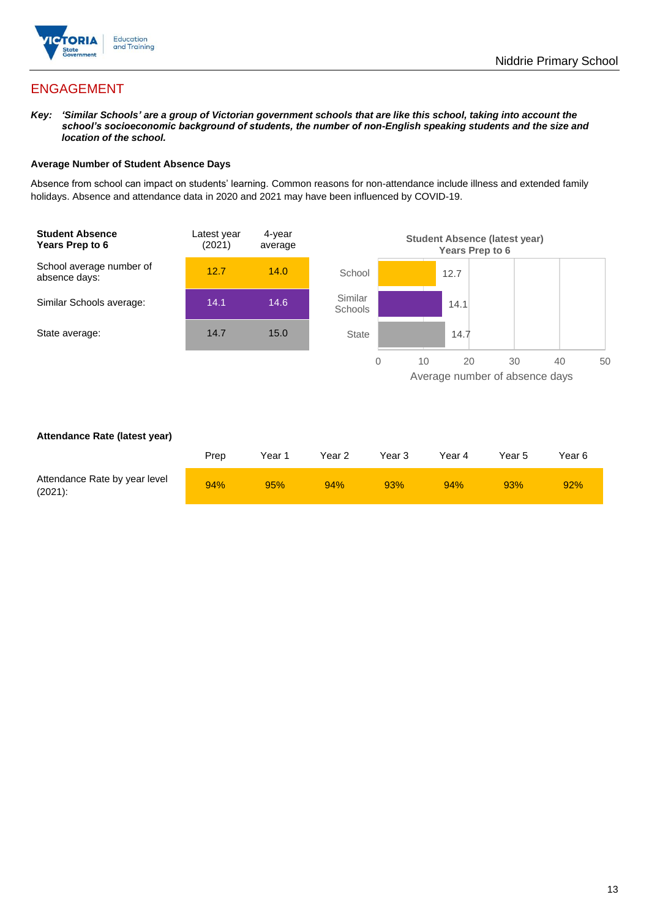## ENGAGEMENT

***Key:*** ***'Similar Schools' are a group of Victorian government schools that are like this school, taking into account the school's socioeconomic background of students, the number of non-English speaking students and the size and location of the school.***

### Average Number of Student Absence Days

Absence from school can impact on students' learning. Common reasons for non-attendance include illness and extended family holidays. Absence and attendance data in 2020 and 2021 may have been influenced by COVID-19.

| **Student Absence Years Prep to 6** | Latest year (2021) | 4-year average |
|---|---|---|
| School average number of absence days: | 12.7 | 14.0 |
| Similar Schools average: | 14.1 | 14.6 |
| State average: | 14.7 | 15.0 |

**Student Absence (latest year) Years Prep to 6**

| | Average number of absence days |
|---|---|
| School | 12.7 |
| Similar Schools | 14.1 |
| State | 14.7 |

### Attendance Rate (latest year)

| | Prep | Year 1 | Year 2 | Year 3 | Year 4 | Year 5 | Year 6 |
|---|---|---|---|---|---|---|---|
| Attendance Rate by year level (2021): | 94% | 95% | 94% | 93% | 94% | 93% | 92% |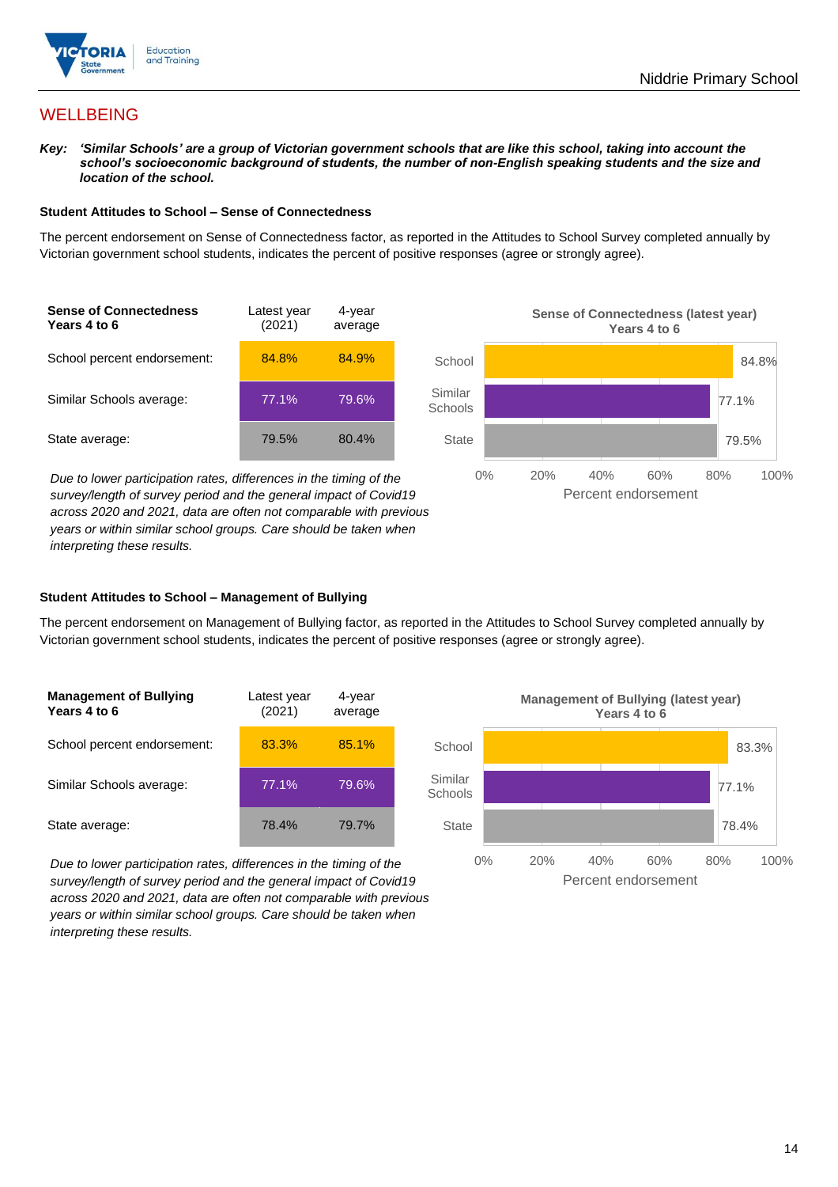## WELLBEING

***Key:*** ***'Similar Schools' are a group of Victorian government schools that are like this school, taking into account the school's socioeconomic background of students, the number of non-English speaking students and the size and location of the school.***

### Student Attitudes to School – Sense of Connectedness

The percent endorsement on Sense of Connectedness factor, as reported in the Attitudes to School Survey completed annually by Victorian government school students, indicates the percent of positive responses (agree or strongly agree).

| **Sense of Connectedness Years 4 to 6** | Latest year (2021) | 4-year average |
|---|---|---|
| School percent endorsement: | 84.8% | 84.9% |
| Similar Schools average: | 77.1% | 79.6% |
| State average: | 79.5% | 80.4% |

*Due to lower participation rates, differences in the timing of the survey/length of survey period and the general impact of Covid19 across 2020 and 2021, data are often not comparable with previous years or within similar school groups. Care should be taken when interpreting these results.*

**Sense of Connectedness (latest year) Years 4 to 6**

| | Percent endorsement |
|---|---|
| School | 84.8% |
| Similar Schools | 77.1% |
| State | 79.5% |

### Student Attitudes to School – Management of Bullying

The percent endorsement on Management of Bullying factor, as reported in the Attitudes to School Survey completed annually by Victorian government school students, indicates the percent of positive responses (agree or strongly agree).

| **Management of Bullying Years 4 to 6** | Latest year (2021) | 4-year average |
|---|---|---|
| School percent endorsement: | 83.3% | 85.1% |
| Similar Schools average: | 77.1% | 79.6% |
| State average: | 78.4% | 79.7% |

*Due to lower participation rates, differences in the timing of the survey/length of survey period and the general impact of Covid19 across 2020 and 2021, data are often not comparable with previous years or within similar school groups. Care should be taken when interpreting these results.*

**Management of Bullying (latest year) Years 4 to 6**

| | Percent endorsement |
|---|---|
| School | 83.3% |
| Similar Schools | 77.1% |
| State | 78.4% |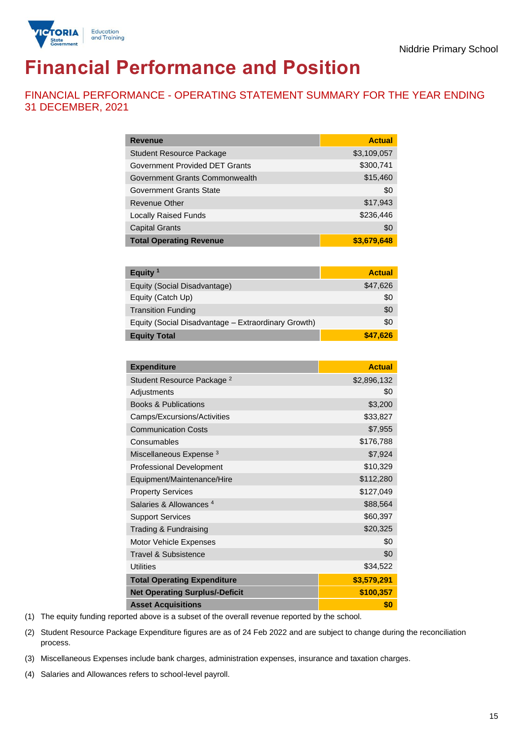# Financial Performance and Position

## FINANCIAL PERFORMANCE - OPERATING STATEMENT SUMMARY FOR THE YEAR ENDING 31 DECEMBER, 2021

| Revenue | Actual |
|---|---|
| Student Resource Package | $3,109,057 |
| Government Provided DET Grants | $300,741 |
| Government Grants Commonwealth | $15,460 |
| Government Grants State | $0 |
| Revenue Other | $17,943 |
| Locally Raised Funds | $236,446 |
| Capital Grants | $0 |
| **Total Operating Revenue** | **$3,679,648** |

| Equity [1] | Actual |
|---|---|
| Equity (Social Disadvantage) | $47,626 |
| Equity (Catch Up) | $0 |
| Transition Funding | $0 |
| Equity (Social Disadvantage – Extraordinary Growth) | $0 |
| **Equity Total** | **$47,626** |

| Expenditure | Actual |
|---|---|
| Student Resource Package [2] | $2,896,132 |
| Adjustments | $0 |
| Books & Publications | $3,200 |
| Camps/Excursions/Activities | $33,827 |
| Communication Costs | $7,955 |
| Consumables | $176,788 |
| Miscellaneous Expense [3] | $7,924 |
| Professional Development | $10,329 |
| Equipment/Maintenance/Hire | $112,280 |
| Property Services | $127,049 |
| Salaries & Allowances [4] | $88,564 |
| Support Services | $60,397 |
| Trading & Fundraising | $20,325 |
| Motor Vehicle Expenses | $0 |
| Travel & Subsistence | $0 |
| Utilities | $34,522 |
| **Total Operating Expenditure** | **$3,579,291** |
| **Net Operating Surplus/-Deficit** | **$100,357** |
| **Asset Acquisitions** | **$0** |

(1) The equity funding reported above is a subset of the overall revenue reported by the school.

(2) Student Resource Package Expenditure figures are as of 24 Feb 2022 and are subject to change during the reconciliation process.

(3) Miscellaneous Expenses include bank charges, administration expenses, insurance and taxation charges.

(4) Salaries and Allowances refers to school-level payroll.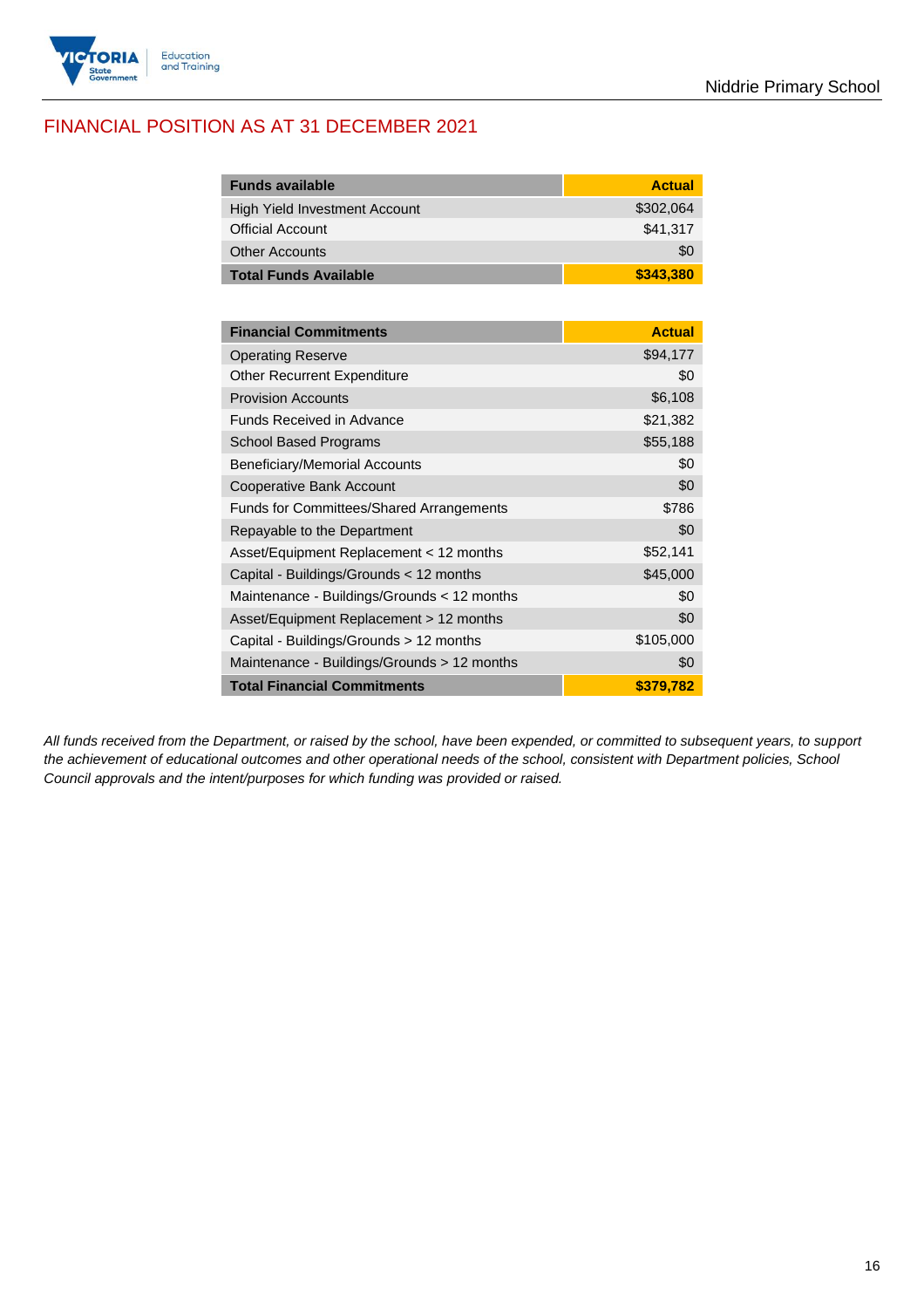# FINANCIAL POSITION AS AT 31 DECEMBER 2021

| Funds available | Actual |
|---|---|
| High Yield Investment Account | $302,064 |
| Official Account | $41,317 |
| Other Accounts | $0 |
| **Total Funds Available** | **$343,380** |

| Financial Commitments | Actual |
|---|---|
| Operating Reserve | $94,177 |
| Other Recurrent Expenditure | $0 |
| Provision Accounts | $6,108 |
| Funds Received in Advance | $21,382 |
| School Based Programs | $55,188 |
| Beneficiary/Memorial Accounts | $0 |
| Cooperative Bank Account | $0 |
| Funds for Committees/Shared Arrangements | $786 |
| Repayable to the Department | $0 |
| Asset/Equipment Replacement < 12 months | $52,141 |
| Capital - Buildings/Grounds < 12 months | $45,000 |
| Maintenance - Buildings/Grounds < 12 months | $0 |
| Asset/Equipment Replacement > 12 months | $0 |
| Capital - Buildings/Grounds > 12 months | $105,000 |
| Maintenance - Buildings/Grounds > 12 months | $0 |
| **Total Financial Commitments** | **$379,782** |

*All funds received from the Department, or raised by the school, have been expended, or committed to subsequent years, to support the achievement of educational outcomes and other operational needs of the school, consistent with Department policies, School Council approvals and the intent/purposes for which funding was provided or raised.*